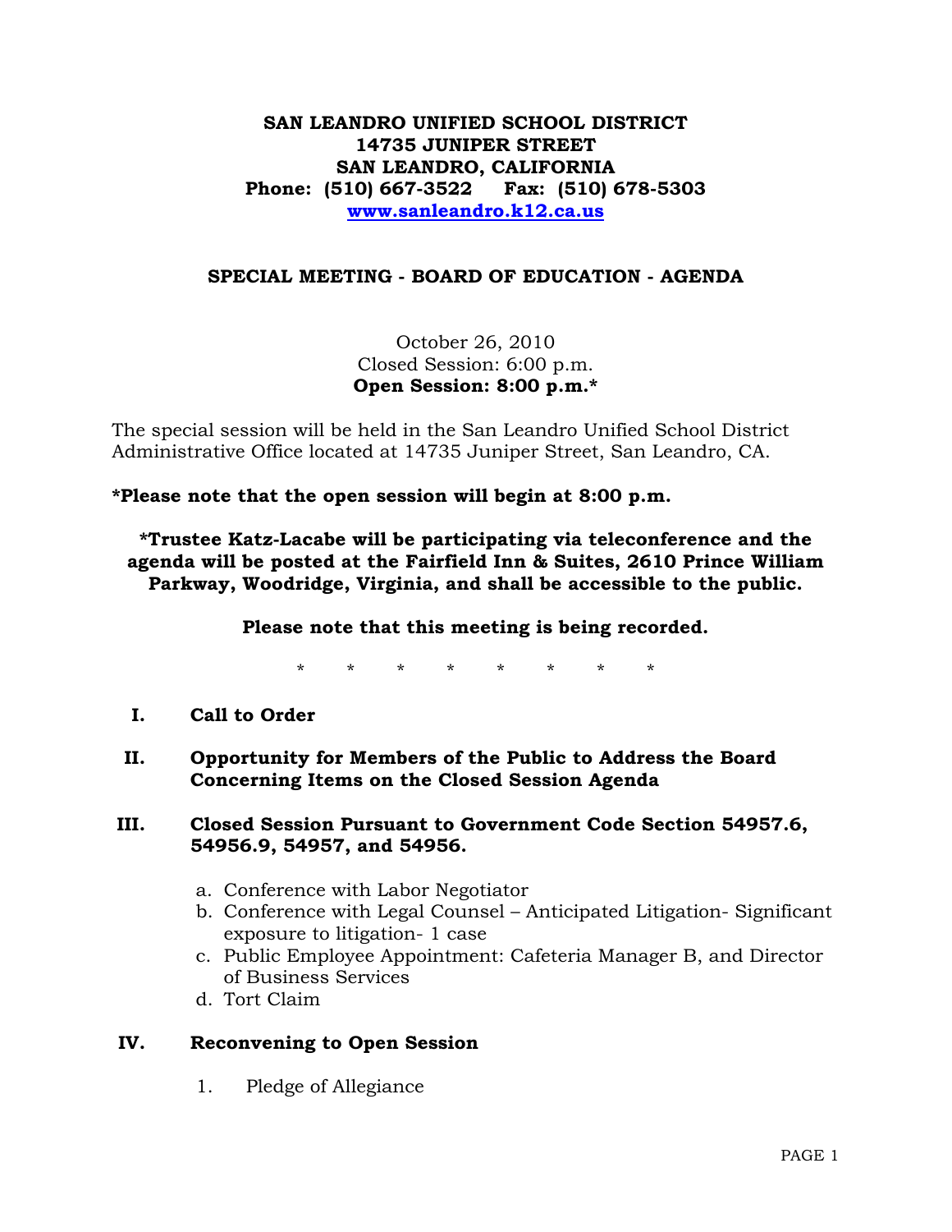**SAN LEANDRO UNIFIED SCHOOL DISTRICT**
**14735 JUNIPER STREET**
**SAN LEANDRO, CALIFORNIA**
**Phone: (510) 667-3522 Fax: (510) 678-5303**
**www.sanleandro.k12.ca.us**

## SPECIAL MEETING - BOARD OF EDUCATION - AGENDA

October 26, 2010
Closed Session: 6:00 p.m.
**Open Session: 8:00 p.m.***

The special session will be held in the San Leandro Unified School District Administrative Office located at 14735 Juniper Street, San Leandro, CA.

**\*Please note that the open session will begin at 8:00 p.m.**

**\*Trustee Katz-Lacabe will be participating via teleconference and the agenda will be posted at the Fairfield Inn & Suites, 2610 Prince William Parkway, Woodridge, Virginia, and shall be accessible to the public.**

**Please note that this meeting is being recorded.**

\* \* \* \* \* \* \* \*

**I. Call to Order**

**II. Opportunity for Members of the Public to Address the Board Concerning Items on the Closed Session Agenda**

**III. Closed Session Pursuant to Government Code Section 54957.6, 54956.9, 54957, and 54956.**

a. Conference with Labor Negotiator
b. Conference with Legal Counsel – Anticipated Litigation- Significant exposure to litigation- 1 case
c. Public Employee Appointment: Cafeteria Manager B, and Director of Business Services
d. Tort Claim

**IV. Reconvening to Open Session**

1. Pledge of Allegiance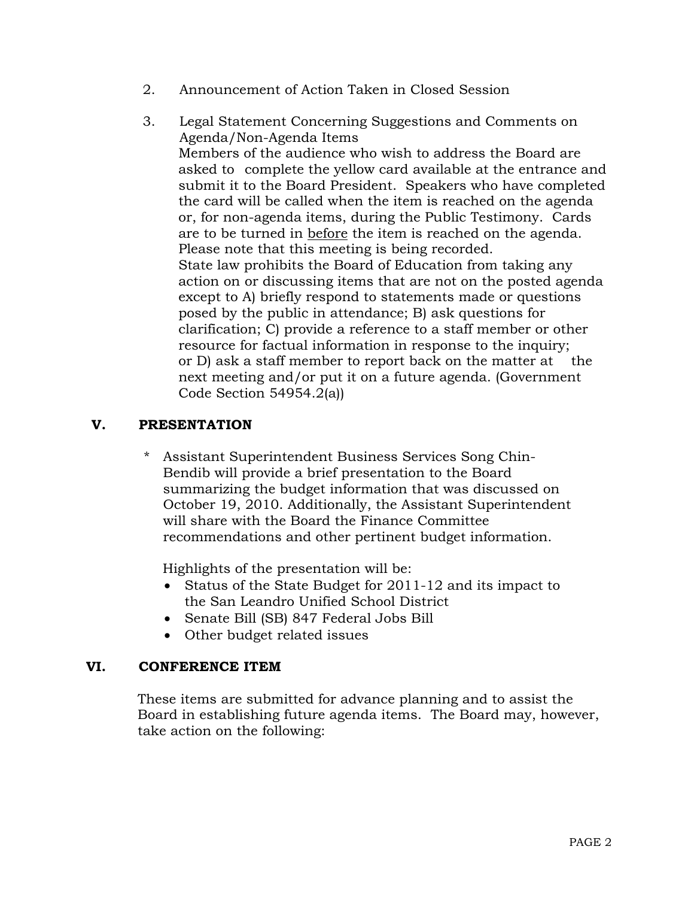2. Announcement of Action Taken in Closed Session

3. Legal Statement Concerning Suggestions and Comments on Agenda/Non-Agenda Items
   Members of the audience who wish to address the Board are asked to complete the yellow card available at the entrance and submit it to the Board President. Speakers who have completed the card will be called when the item is reached on the agenda or, for non-agenda items, during the Public Testimony. Cards are to be turned in <u>before</u> the item is reached on the agenda. Please note that this meeting is being recorded.
   State law prohibits the Board of Education from taking any action on or discussing items that are not on the posted agenda except to A) briefly respond to statements made or questions posed by the public in attendance; B) ask questions for clarification; C) provide a reference to a staff member or other resource for factual information in response to the inquiry; or D) ask a staff member to report back on the matter at the next meeting and/or put it on a future agenda. (Government Code Section 54954.2(a))

## V. PRESENTATION

\* Assistant Superintendent Business Services Song Chin-Bendib will provide a brief presentation to the Board summarizing the budget information that was discussed on October 19, 2010. Additionally, the Assistant Superintendent will share with the Board the Finance Committee recommendations and other pertinent budget information.

Highlights of the presentation will be:

- Status of the State Budget for 2011-12 and its impact to the San Leandro Unified School District
- Senate Bill (SB) 847 Federal Jobs Bill
- Other budget related issues

## VI. CONFERENCE ITEM

These items are submitted for advance planning and to assist the Board in establishing future agenda items. The Board may, however, take action on the following: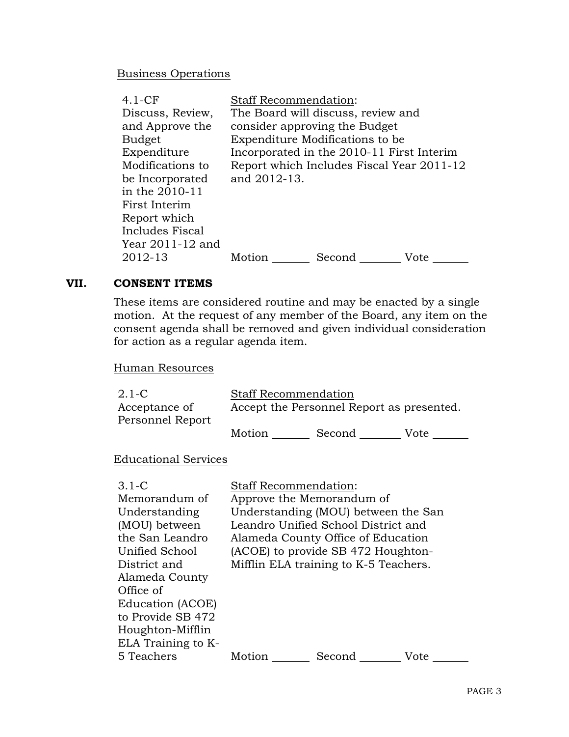Business Operations

| | |
|---|---|
| 4.1-CF<br>Discuss, Review, and Approve the Budget Expenditure Modifications to be Incorporated in the 2010-11 First Interim Report which Includes Fiscal Year 2011-12 and 2012-13 | Staff Recommendation:<br>The Board will discuss, review and consider approving the Budget Expenditure Modifications to be Incorporated in the 2010-11 First Interim Report which Includes Fiscal Year 2011-12 and 2012-13.<br><br>Motion _______ Second _______ Vote _______ |

## VII. CONSENT ITEMS

These items are considered routine and may be enacted by a single motion. At the request of any member of the Board, any item on the consent agenda shall be removed and given individual consideration for action as a regular agenda item.

Human Resources

| | |
|---|---|
| 2.1-C<br>Acceptance of Personnel Report | Staff Recommendation<br>Accept the Personnel Report as presented.<br><br>Motion _______ Second _______ Vote _______ |

Educational Services

| | |
|---|---|
| 3.1-C<br>Memorandum of Understanding (MOU) between the San Leandro Unified School District and Alameda County Office of Education (ACOE) to Provide SB 472 Houghton-Mifflin ELA Training to K-5 Teachers | Staff Recommendation:<br>Approve the Memorandum of Understanding (MOU) between the San Leandro Unified School District and Alameda County Office of Education (ACOE) to provide SB 472 Houghton-Mifflin ELA training to K-5 Teachers.<br><br>Motion _______ Second _______ Vote _______ |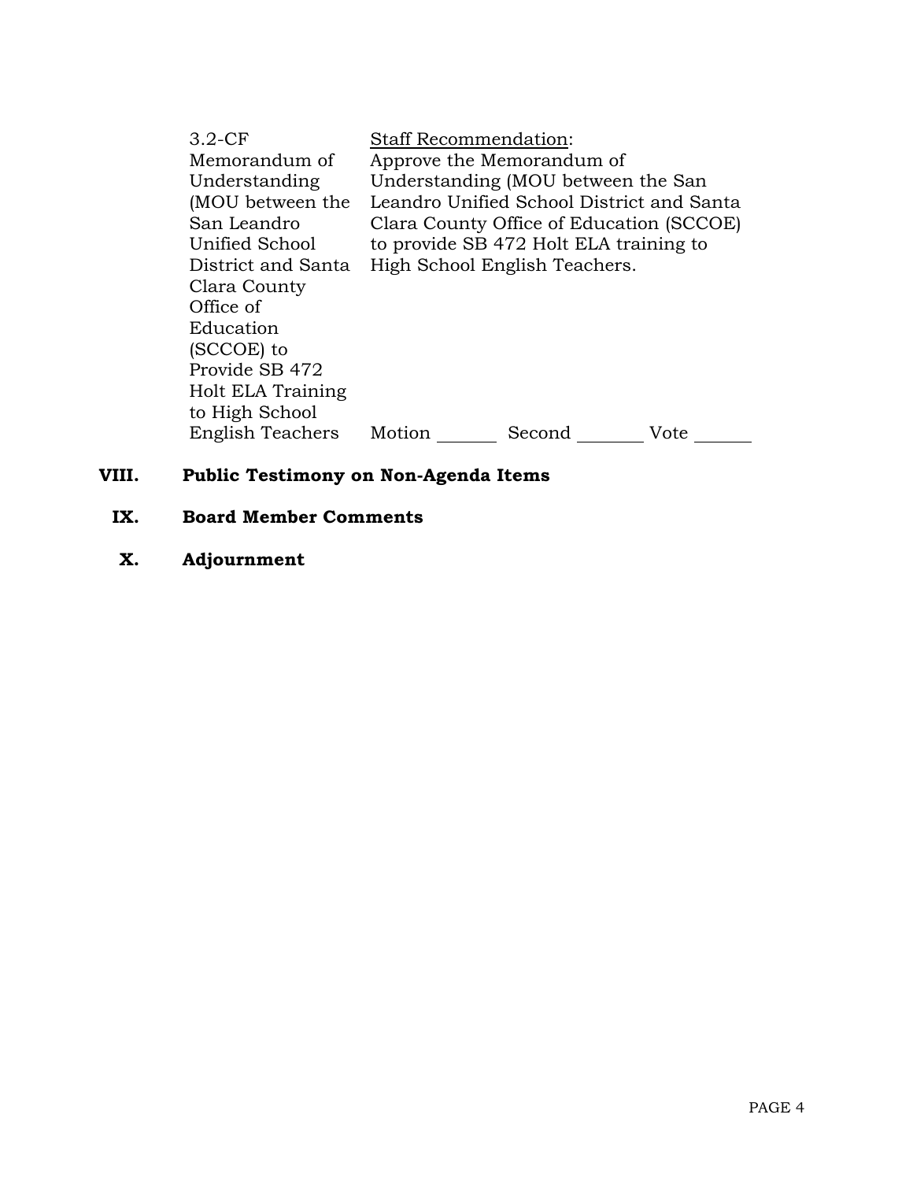| | |
|---|---|
| 3.2-CF<br>Memorandum of Understanding (MOU between the San Leandro Unified School District and Santa Clara County Office of Education (SCCOE) to Provide SB 472 Holt ELA Training to High School English Teachers | Staff Recommendation:<br>Approve the Memorandum of Understanding (MOU between the San Leandro Unified School District and Santa Clara County Office of Education (SCCOE) to provide SB 472 Holt ELA training to High School English Teachers.<br><br>Motion _______ Second _______ Vote _______ |

## VIII. Public Testimony on Non-Agenda Items

## IX. Board Member Comments

## X. Adjournment